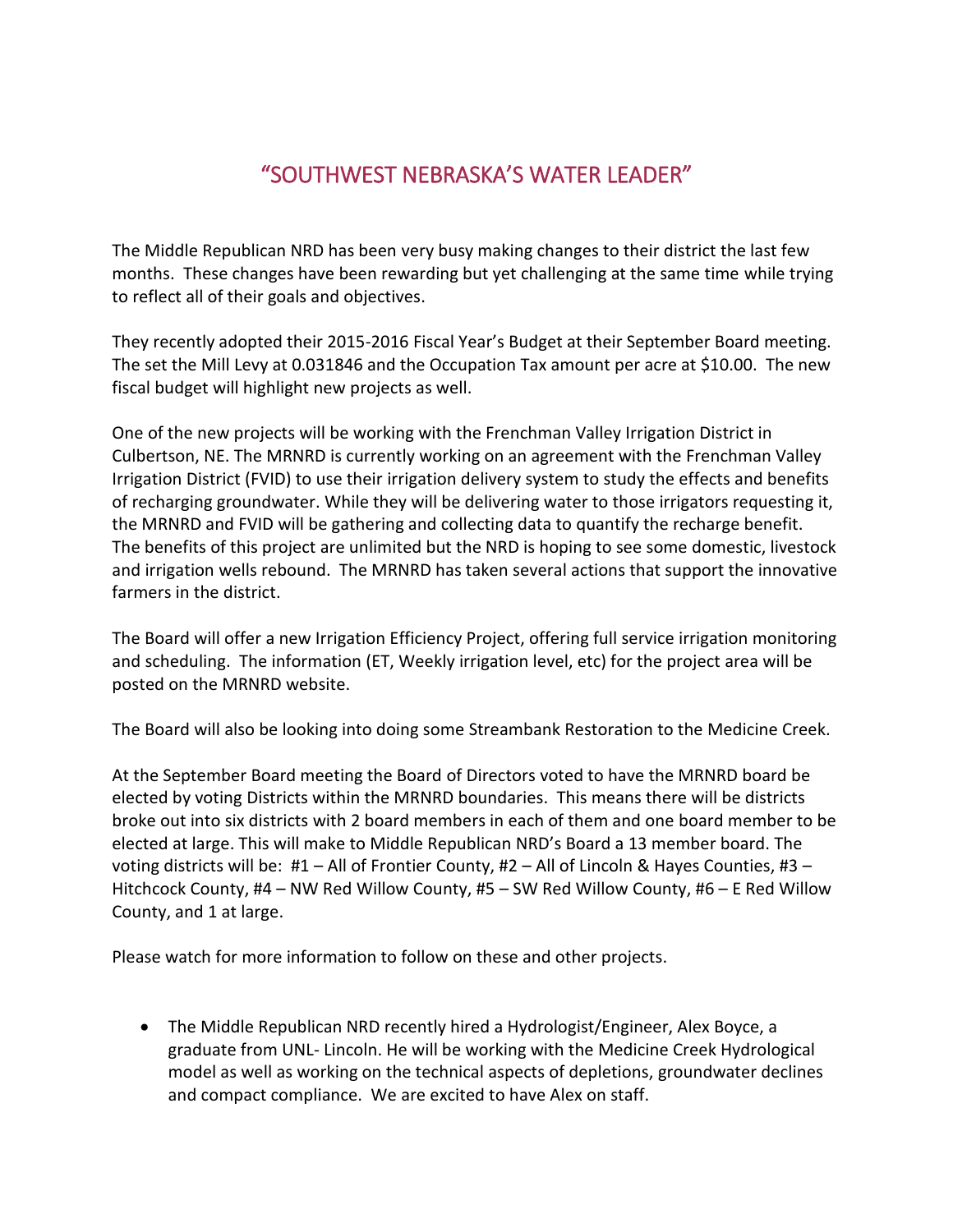# "SOUTHWEST NEBRASKA'S WATER LEADER"

The Middle Republican NRD has been very busy making changes to their district the last few months. These changes have been rewarding but yet challenging at the same time while trying to reflect all of their goals and objectives.

They recently adopted their 2015-2016 Fiscal Year's Budget at their September Board meeting. The set the Mill Levy at 0.031846 and the Occupation Tax amount per acre at $10.00. The new fiscal budget will highlight new projects as well.

One of the new projects will be working with the Frenchman Valley Irrigation District in Culbertson, NE. The MRNRD is currently working on an agreement with the Frenchman Valley Irrigation District (FVID) to use their irrigation delivery system to study the effects and benefits of recharging groundwater. While they will be delivering water to those irrigators requesting it, the MRNRD and FVID will be gathering and collecting data to quantify the recharge benefit. The benefits of this project are unlimited but the NRD is hoping to see some domestic, livestock and irrigation wells rebound. The MRNRD has taken several actions that support the innovative farmers in the district.

The Board will offer a new Irrigation Efficiency Project, offering full service irrigation monitoring and scheduling. The information (ET, Weekly irrigation level, etc) for the project area will be posted on the MRNRD website.

The Board will also be looking into doing some Streambank Restoration to the Medicine Creek.

At the September Board meeting the Board of Directors voted to have the MRNRD board be elected by voting Districts within the MRNRD boundaries. This means there will be districts broke out into six districts with 2 board members in each of them and one board member to be elected at large. This will make to Middle Republican NRD's Board a 13 member board. The voting districts will be: #1 – All of Frontier County, #2 – All of Lincoln & Hayes Counties, #3 – Hitchcock County, #4 – NW Red Willow County, #5 – SW Red Willow County, #6 – E Red Willow County, and 1 at large.

Please watch for more information to follow on these and other projects.

- The Middle Republican NRD recently hired a Hydrologist/Engineer, Alex Boyce, a graduate from UNL- Lincoln. He will be working with the Medicine Creek Hydrological model as well as working on the technical aspects of depletions, groundwater declines and compact compliance. We are excited to have Alex on staff.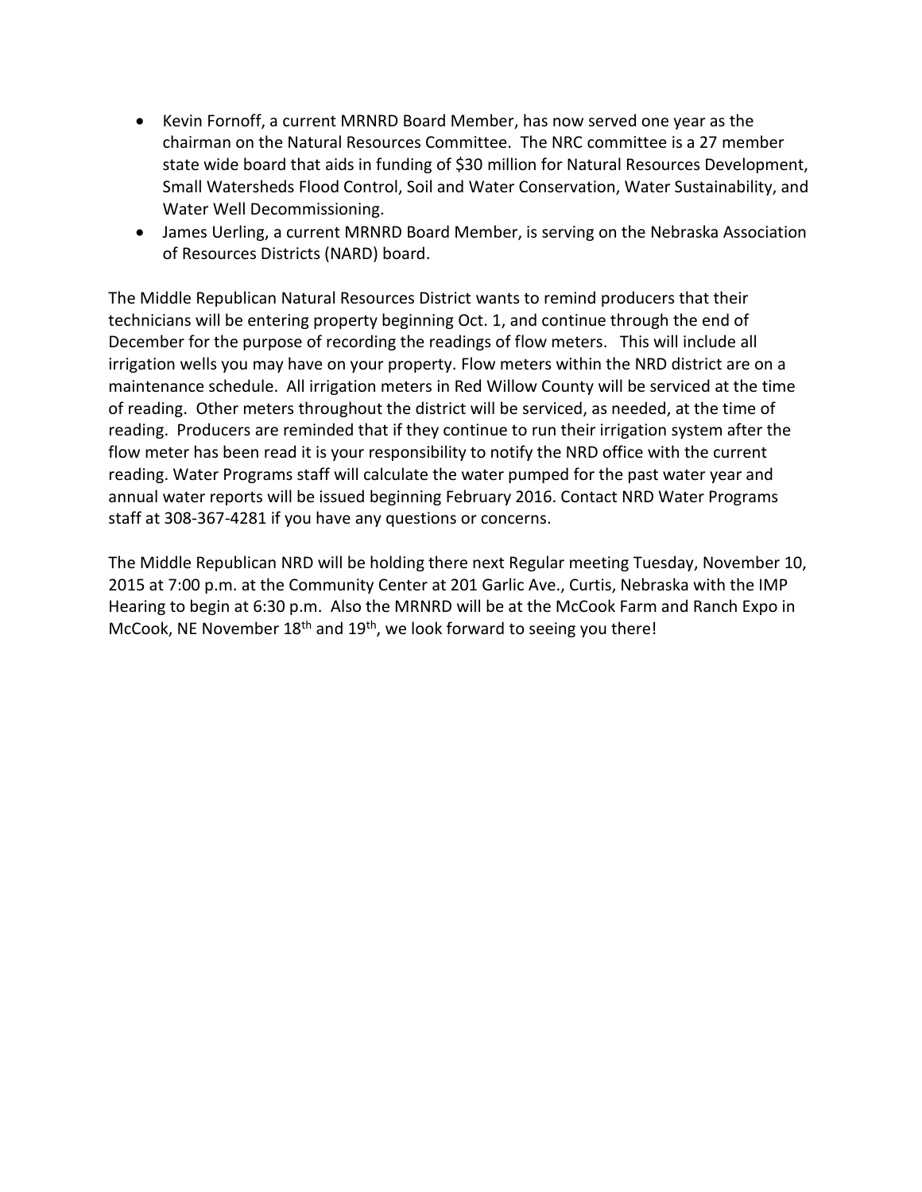- Kevin Fornoff, a current MRNRD Board Member, has now served one year as the chairman on the Natural Resources Committee. The NRC committee is a 27 member state wide board that aids in funding of $30 million for Natural Resources Development, Small Watersheds Flood Control, Soil and Water Conservation, Water Sustainability, and Water Well Decommissioning.
- James Uerling, a current MRNRD Board Member, is serving on the Nebraska Association of Resources Districts (NARD) board.

The Middle Republican Natural Resources District wants to remind producers that their technicians will be entering property beginning Oct. 1, and continue through the end of December for the purpose of recording the readings of flow meters. This will include all irrigation wells you may have on your property. Flow meters within the NRD district are on a maintenance schedule. All irrigation meters in Red Willow County will be serviced at the time of reading. Other meters throughout the district will be serviced, as needed, at the time of reading. Producers are reminded that if they continue to run their irrigation system after the flow meter has been read it is your responsibility to notify the NRD office with the current reading. Water Programs staff will calculate the water pumped for the past water year and annual water reports will be issued beginning February 2016. Contact NRD Water Programs staff at 308-367-4281 if you have any questions or concerns.

The Middle Republican NRD will be holding there next Regular meeting Tuesday, November 10, 2015 at 7:00 p.m. at the Community Center at 201 Garlic Ave., Curtis, Nebraska with the IMP Hearing to begin at 6:30 p.m. Also the MRNRD will be at the McCook Farm and Ranch Expo in McCook, NE November 18th and 19th, we look forward to seeing you there!